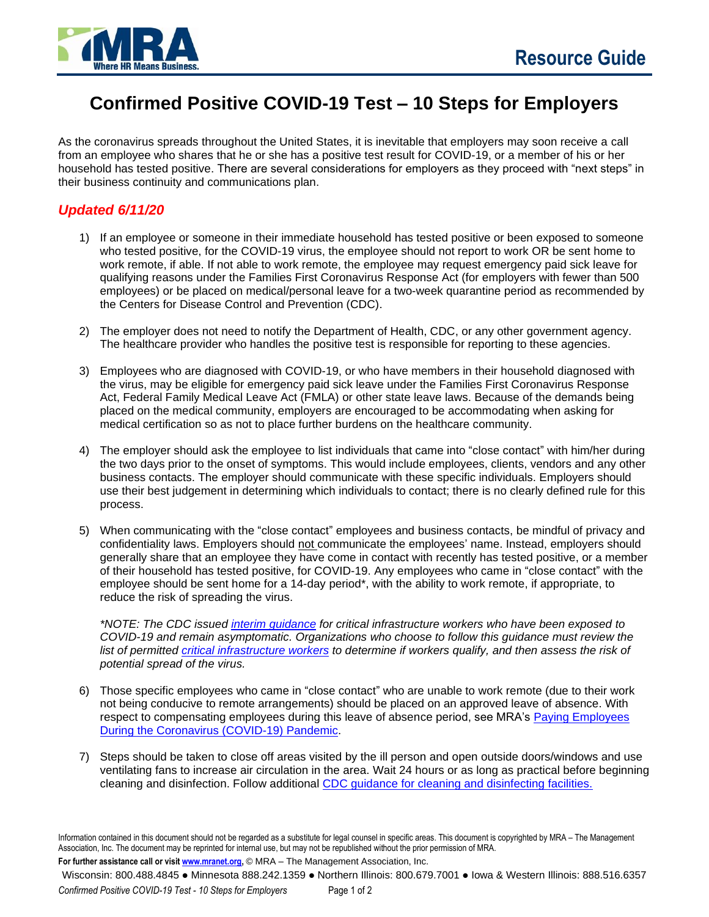# Confirmed Positive COVID-19 Test – 10 Steps for Employers

As the coronavirus spreads throughout the United States, it is inevitable that employers may soon receive a call from an employee who shares that he or she has a positive test result for COVID-19, or a member of his or her household has tested positive. There are several considerations for employers as they proceed with "next steps" in their business continuity and communications plan.

## *Updated 6/11/20*

1) If an employee or someone in their immediate household has tested positive or been exposed to someone who tested positive, for the COVID-19 virus, the employee should not report to work OR be sent home to work remote, if able. If not able to work remote, the employee may request emergency paid sick leave for qualifying reasons under the Families First Coronavirus Response Act (for employers with fewer than 500 employees) or be placed on medical/personal leave for a two-week quarantine period as recommended by the Centers for Disease Control and Prevention (CDC).

2) The employer does not need to notify the Department of Health, CDC, or any other government agency. The healthcare provider who handles the positive test is responsible for reporting to these agencies.

3) Employees who are diagnosed with COVID-19, or who have members in their household diagnosed with the virus, may be eligible for emergency paid sick leave under the Families First Coronavirus Response Act, Federal Family Medical Leave Act (FMLA) or other state leave laws. Because of the demands being placed on the medical community, employers are encouraged to be accommodating when asking for medical certification so as not to place further burdens on the healthcare community.

4) The employer should ask the employee to list individuals that came into "close contact" with him/her during the two days prior to the onset of symptoms. This would include employees, clients, vendors and any other business contacts. The employer should communicate with these specific individuals. Employers should use their best judgement in determining which individuals to contact; there is no clearly defined rule for this process.

5) When communicating with the "close contact" employees and business contacts, be mindful of privacy and confidentiality laws. Employers should not communicate the employees' name. Instead, employers should generally share that an employee they have come in contact with recently has tested positive, or a member of their household has tested positive, for COVID-19. Any employees who came in "close contact" with the employee should be sent home for a 14-day period*, with the ability to work remote, if appropriate, to reduce the risk of spreading the virus.

   **NOTE: The CDC issued interim guidance for critical infrastructure workers who have been exposed to COVID-19 and remain asymptomatic. Organizations who choose to follow this guidance must review the list of permitted critical infrastructure workers to determine if workers qualify, and then assess the risk of potential spread of the virus.*

6) Those specific employees who came in "close contact" who are unable to work remote (due to their work not being conducive to remote arrangements) should be placed on an approved leave of absence. With respect to compensating employees during this leave of absence period, see MRA's Paying Employees During the Coronavirus (COVID-19) Pandemic.

7) Steps should be taken to close off areas visited by the ill person and open outside doors/windows and use ventilating fans to increase air circulation in the area. Wait 24 hours or as long as practical before beginning cleaning and disinfection. Follow additional CDC guidance for cleaning and disinfecting facilities.

Information contained in this document should not be regarded as a substitute for legal counsel in specific areas. This document is copyrighted by MRA – The Management Association, Inc. The document may be reprinted for internal use, but may not be republished without the prior permission of MRA.

**For further assistance call or visit www.mranet.org,** © MRA – The Management Association, Inc.

Wisconsin: 800.488.4845 ● Minnesota 888.242.1359 ● Northern Illinois: 800.679.7001 ● Iowa & Western Illinois: 888.516.6357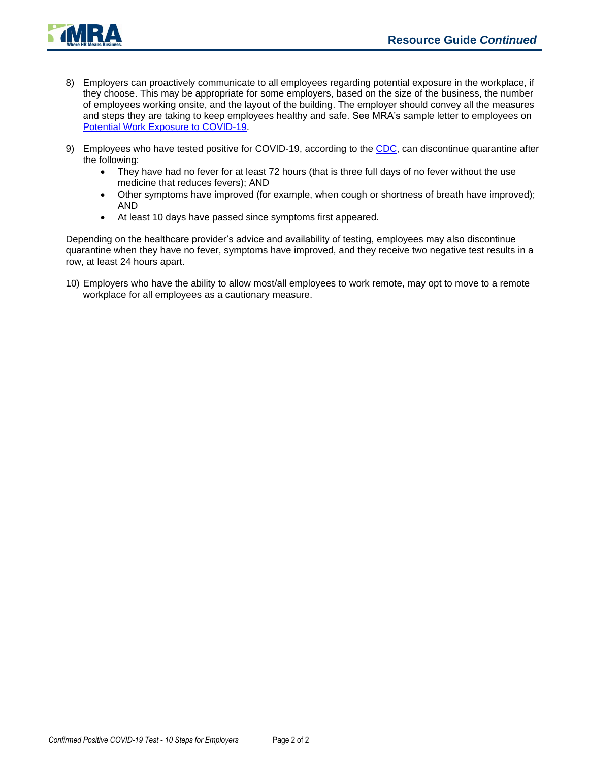8) Employers can proactively communicate to all employees regarding potential exposure in the workplace, if they choose. This may be appropriate for some employers, based on the size of the business, the number of employees working onsite, and the layout of the building. The employer should convey all the measures and steps they are taking to keep employees healthy and safe. See MRA's sample letter to employees on [Potential Work Exposure to COVID-19](#).

9) Employees who have tested positive for COVID-19, according to the [CDC](#), can discontinue quarantine after the following:
    - They have had no fever for at least 72 hours (that is three full days of no fever without the use medicine that reduces fevers); AND
    - Other symptoms have improved (for example, when cough or shortness of breath have improved); AND
    - At least 10 days have passed since symptoms first appeared.

Depending on the healthcare provider's advice and availability of testing, employees may also discontinue quarantine when they have no fever, symptoms have improved, and they receive two negative test results in a row, at least 24 hours apart.

10) Employers who have the ability to allow most/all employees to work remote, may opt to move to a remote workplace for all employees as a cautionary measure.